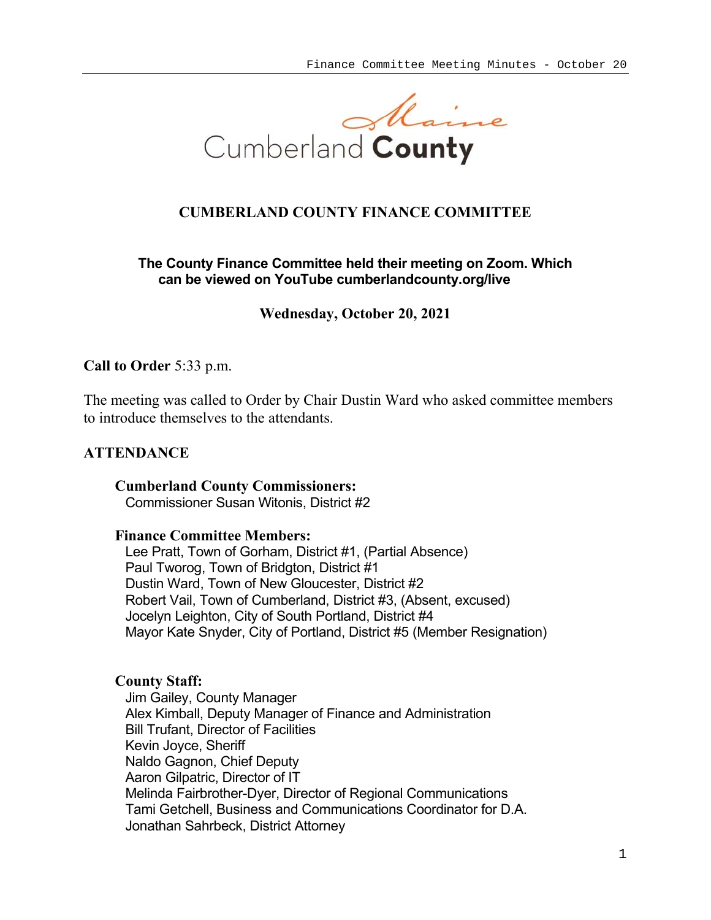Cumberland County

# CUMBERLAND COUNTY FINANCE COMMITTEE

**The County Finance Committee held their meeting on Zoom. Which can be viewed on YouTube cumberlandcounty.org/live**

**Wednesday, October 20, 2021**

**Call to Order** 5:33 p.m.

The meeting was called to Order by Chair Dustin Ward who asked committee members to introduce themselves to the attendants.

## ATTENDANCE

**Cumberland County Commissioners:**
Commissioner Susan Witonis, District #2

**Finance Committee Members:**
Lee Pratt, Town of Gorham, District #1, (Partial Absence)
Paul Tworog, Town of Bridgton, District #1
Dustin Ward, Town of New Gloucester, District #2
Robert Vail, Town of Cumberland, District #3, (Absent, excused)
Jocelyn Leighton, City of South Portland, District #4
Mayor Kate Snyder, City of Portland, District #5 (Member Resignation)

**County Staff:**
Jim Gailey, County Manager
Alex Kimball, Deputy Manager of Finance and Administration
Bill Trufant, Director of Facilities
Kevin Joyce, Sheriff
Naldo Gagnon, Chief Deputy
Aaron Gilpatric, Director of IT
Melinda Fairbrother-Dyer, Director of Regional Communications
Tami Getchell, Business and Communications Coordinator for D.A.
Jonathan Sahrbeck, District Attorney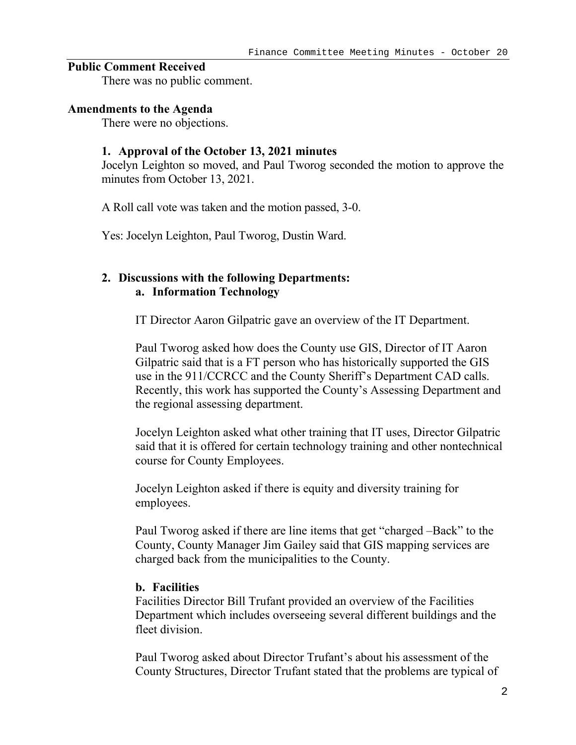**Public Comment Received**

There was no public comment.

**Amendments to the Agenda**

There were no objections.

**1. Approval of the October 13, 2021 minutes**

Jocelyn Leighton so moved, and Paul Tworog seconded the motion to approve the minutes from October 13, 2021.

A Roll call vote was taken and the motion passed, 3-0.

Yes: Jocelyn Leighton, Paul Tworog, Dustin Ward.

**2. Discussions with the following Departments:**

**a. Information Technology**

IT Director Aaron Gilpatric gave an overview of the IT Department.

Paul Tworog asked how does the County use GIS, Director of IT Aaron Gilpatric said that is a FT person who has historically supported the GIS use in the 911/CCRCC and the County Sheriff's Department CAD calls. Recently, this work has supported the County's Assessing Department and the regional assessing department.

Jocelyn Leighton asked what other training that IT uses, Director Gilpatric said that it is offered for certain technology training and other nontechnical course for County Employees.

Jocelyn Leighton asked if there is equity and diversity training for employees.

Paul Tworog asked if there are line items that get "charged –Back" to the County, County Manager Jim Gailey said that GIS mapping services are charged back from the municipalities to the County.

**b. Facilities**

Facilities Director Bill Trufant provided an overview of the Facilities Department which includes overseeing several different buildings and the fleet division.

Paul Tworog asked about Director Trufant's about his assessment of the County Structures, Director Trufant stated that the problems are typical of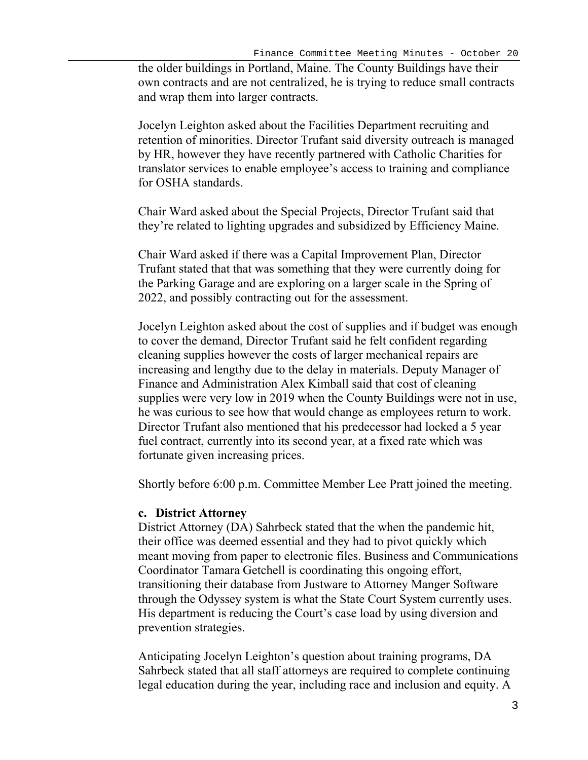the older buildings in Portland, Maine. The County Buildings have their own contracts and are not centralized, he is trying to reduce small contracts and wrap them into larger contracts.

Jocelyn Leighton asked about the Facilities Department recruiting and retention of minorities. Director Trufant said diversity outreach is managed by HR, however they have recently partnered with Catholic Charities for translator services to enable employee's access to training and compliance for OSHA standards.

Chair Ward asked about the Special Projects, Director Trufant said that they're related to lighting upgrades and subsidized by Efficiency Maine.

Chair Ward asked if there was a Capital Improvement Plan, Director Trufant stated that that was something that they were currently doing for the Parking Garage and are exploring on a larger scale in the Spring of 2022, and possibly contracting out for the assessment.

Jocelyn Leighton asked about the cost of supplies and if budget was enough to cover the demand, Director Trufant said he felt confident regarding cleaning supplies however the costs of larger mechanical repairs are increasing and lengthy due to the delay in materials. Deputy Manager of Finance and Administration Alex Kimball said that cost of cleaning supplies were very low in 2019 when the County Buildings were not in use, he was curious to see how that would change as employees return to work. Director Trufant also mentioned that his predecessor had locked a 5 year fuel contract, currently into its second year, at a fixed rate which was fortunate given increasing prices.

Shortly before 6:00 p.m. Committee Member Lee Pratt joined the meeting.

**c. District Attorney**

District Attorney (DA) Sahrbeck stated that the when the pandemic hit, their office was deemed essential and they had to pivot quickly which meant moving from paper to electronic files. Business and Communications Coordinator Tamara Getchell is coordinating this ongoing effort, transitioning their database from Justware to Attorney Manger Software through the Odyssey system is what the State Court System currently uses. His department is reducing the Court's case load by using diversion and prevention strategies.

Anticipating Jocelyn Leighton's question about training programs, DA Sahrbeck stated that all staff attorneys are required to complete continuing legal education during the year, including race and inclusion and equity. A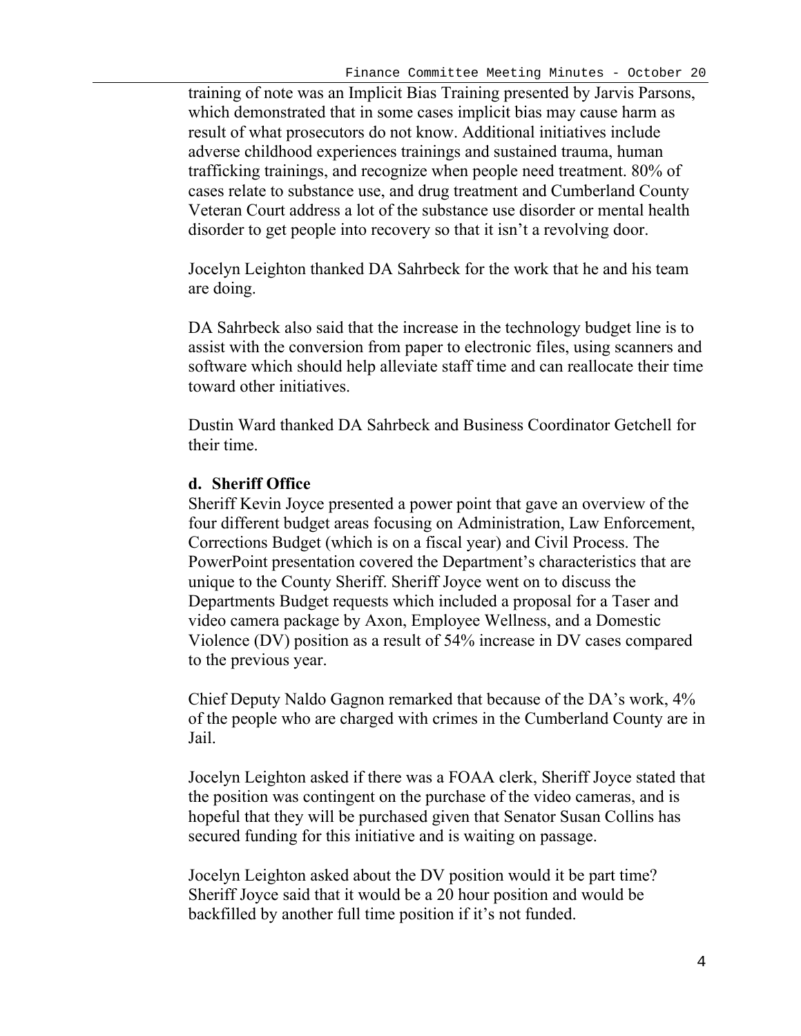training of note was an Implicit Bias Training presented by Jarvis Parsons, which demonstrated that in some cases implicit bias may cause harm as result of what prosecutors do not know. Additional initiatives include adverse childhood experiences trainings and sustained trauma, human trafficking trainings, and recognize when people need treatment. 80% of cases relate to substance use, and drug treatment and Cumberland County Veteran Court address a lot of the substance use disorder or mental health disorder to get people into recovery so that it isn't a revolving door.

Jocelyn Leighton thanked DA Sahrbeck for the work that he and his team are doing.

DA Sahrbeck also said that the increase in the technology budget line is to assist with the conversion from paper to electronic files, using scanners and software which should help alleviate staff time and can reallocate their time toward other initiatives.

Dustin Ward thanked DA Sahrbeck and Business Coordinator Getchell for their time.

**d. Sheriff Office**

Sheriff Kevin Joyce presented a power point that gave an overview of the four different budget areas focusing on Administration, Law Enforcement, Corrections Budget (which is on a fiscal year) and Civil Process. The PowerPoint presentation covered the Department's characteristics that are unique to the County Sheriff. Sheriff Joyce went on to discuss the Departments Budget requests which included a proposal for a Taser and video camera package by Axon, Employee Wellness, and a Domestic Violence (DV) position as a result of 54% increase in DV cases compared to the previous year.

Chief Deputy Naldo Gagnon remarked that because of the DA's work, 4% of the people who are charged with crimes in the Cumberland County are in Jail.

Jocelyn Leighton asked if there was a FOAA clerk, Sheriff Joyce stated that the position was contingent on the purchase of the video cameras, and is hopeful that they will be purchased given that Senator Susan Collins has secured funding for this initiative and is waiting on passage.

Jocelyn Leighton asked about the DV position would it be part time? Sheriff Joyce said that it would be a 20 hour position and would be backfilled by another full time position if it's not funded.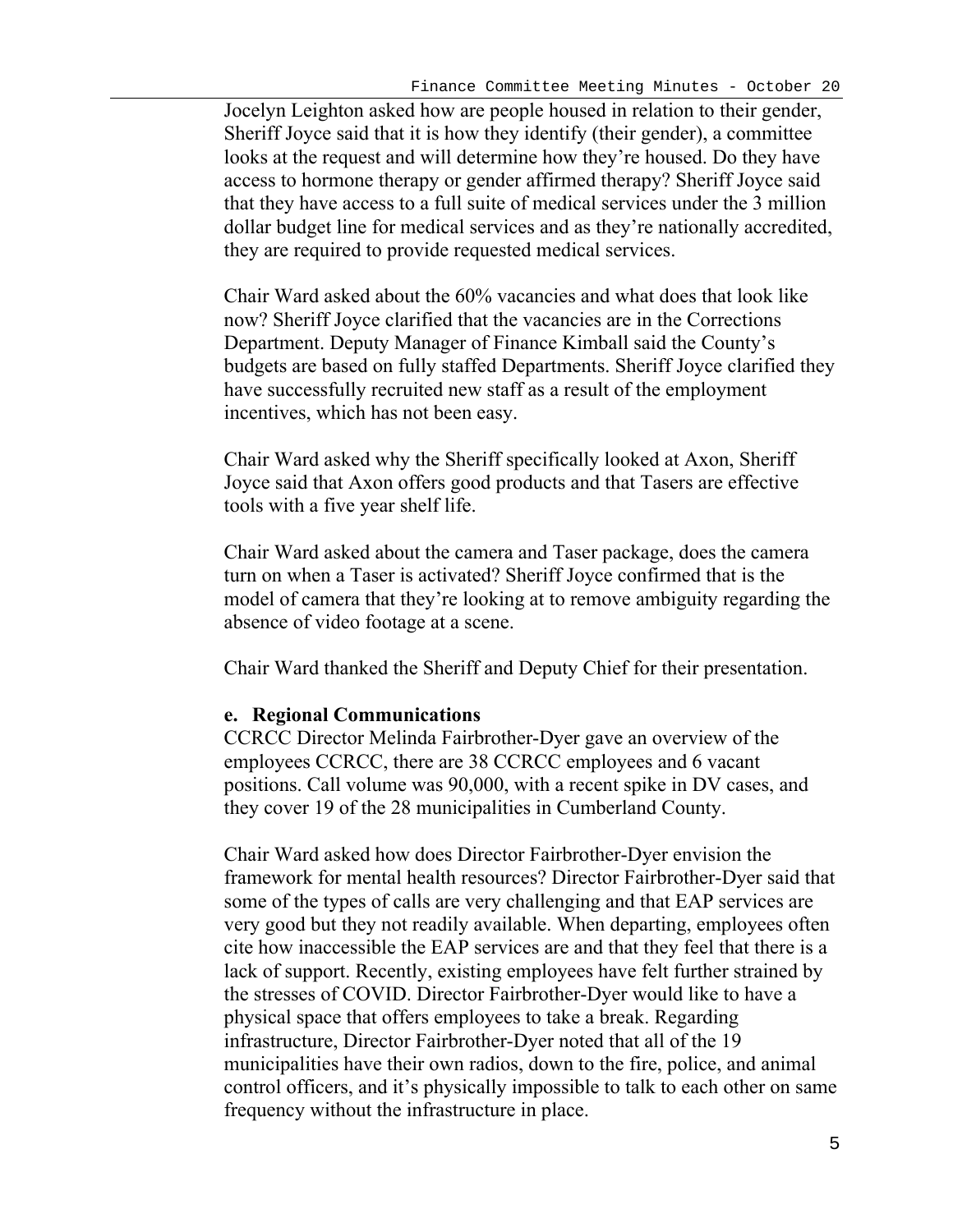Jocelyn Leighton asked how are people housed in relation to their gender, Sheriff Joyce said that it is how they identify (their gender), a committee looks at the request and will determine how they're housed. Do they have access to hormone therapy or gender affirmed therapy? Sheriff Joyce said that they have access to a full suite of medical services under the 3 million dollar budget line for medical services and as they're nationally accredited, they are required to provide requested medical services.

Chair Ward asked about the 60% vacancies and what does that look like now? Sheriff Joyce clarified that the vacancies are in the Corrections Department. Deputy Manager of Finance Kimball said the County's budgets are based on fully staffed Departments. Sheriff Joyce clarified they have successfully recruited new staff as a result of the employment incentives, which has not been easy.

Chair Ward asked why the Sheriff specifically looked at Axon, Sheriff Joyce said that Axon offers good products and that Tasers are effective tools with a five year shelf life.

Chair Ward asked about the camera and Taser package, does the camera turn on when a Taser is activated? Sheriff Joyce confirmed that is the model of camera that they're looking at to remove ambiguity regarding the absence of video footage at a scene.

Chair Ward thanked the Sheriff and Deputy Chief for their presentation.

**e. Regional Communications**

CCRCC Director Melinda Fairbrother-Dyer gave an overview of the employees CCRCC, there are 38 CCRCC employees and 6 vacant positions. Call volume was 90,000, with a recent spike in DV cases, and they cover 19 of the 28 municipalities in Cumberland County.

Chair Ward asked how does Director Fairbrother-Dyer envision the framework for mental health resources? Director Fairbrother-Dyer said that some of the types of calls are very challenging and that EAP services are very good but they not readily available. When departing, employees often cite how inaccessible the EAP services are and that they feel that there is a lack of support. Recently, existing employees have felt further strained by the stresses of COVID. Director Fairbrother-Dyer would like to have a physical space that offers employees to take a break. Regarding infrastructure, Director Fairbrother-Dyer noted that all of the 19 municipalities have their own radios, down to the fire, police, and animal control officers, and it's physically impossible to talk to each other on same frequency without the infrastructure in place.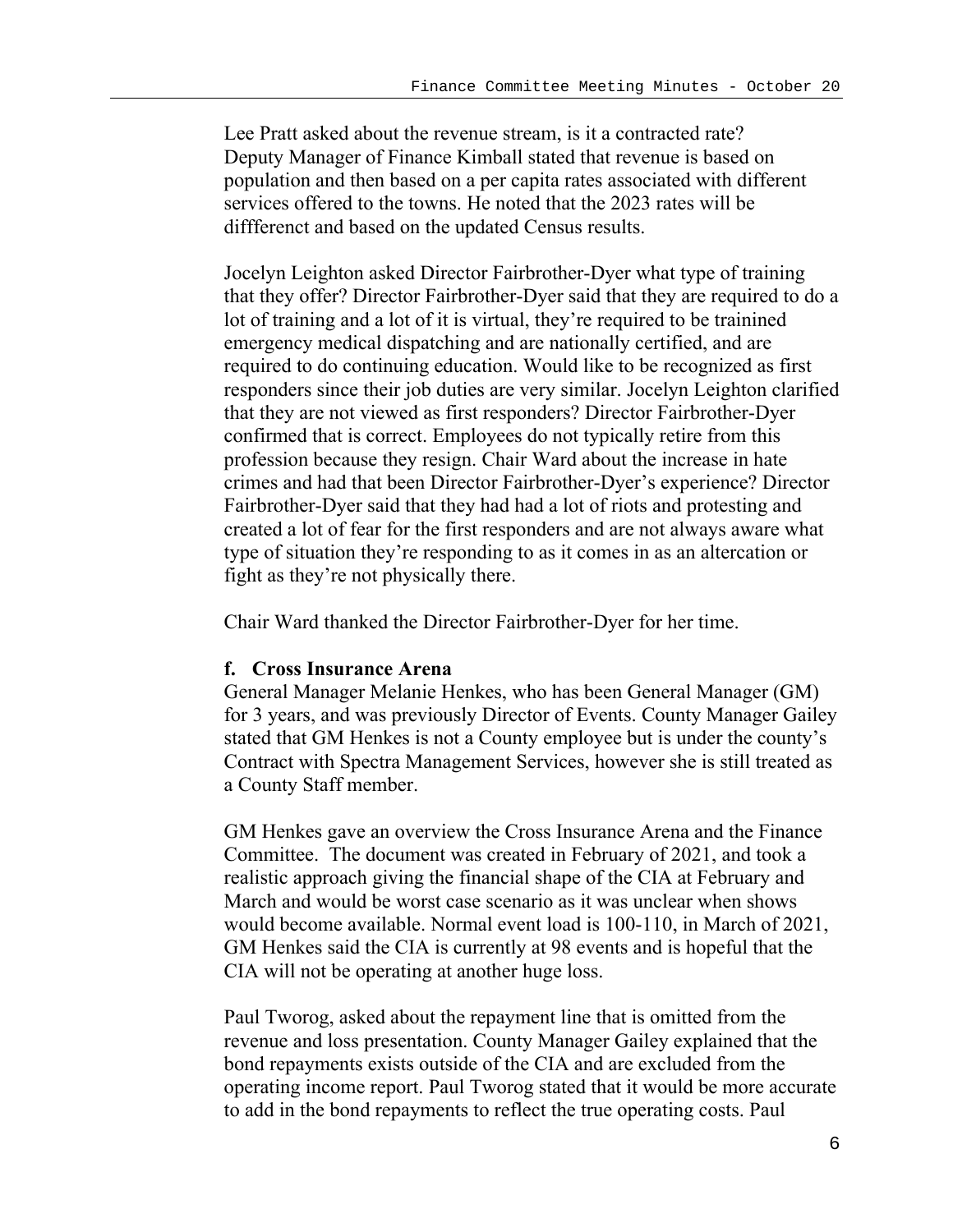Lee Pratt asked about the revenue stream, is it a contracted rate? Deputy Manager of Finance Kimball stated that revenue is based on population and then based on a per capita rates associated with different services offered to the towns. He noted that the 2023 rates will be diffferenct and based on the updated Census results.

Jocelyn Leighton asked Director Fairbrother-Dyer what type of training that they offer? Director Fairbrother-Dyer said that they are required to do a lot of training and a lot of it is virtual, they're required to be trainined emergency medical dispatching and are nationally certified, and are required to do continuing education. Would like to be recognized as first responders since their job duties are very similar. Jocelyn Leighton clarified that they are not viewed as first responders? Director Fairbrother-Dyer confirmed that is correct. Employees do not typically retire from this profession because they resign. Chair Ward about the increase in hate crimes and had that been Director Fairbrother-Dyer's experience? Director Fairbrother-Dyer said that they had had a lot of riots and protesting and created a lot of fear for the first responders and are not always aware what type of situation they're responding to as it comes in as an altercation or fight as they're not physically there.

Chair Ward thanked the Director Fairbrother-Dyer for her time.

**f. Cross Insurance Arena**

General Manager Melanie Henkes, who has been General Manager (GM) for 3 years, and was previously Director of Events. County Manager Gailey stated that GM Henkes is not a County employee but is under the county's Contract with Spectra Management Services, however she is still treated as a County Staff member.

GM Henkes gave an overview the Cross Insurance Arena and the Finance Committee. The document was created in February of 2021, and took a realistic approach giving the financial shape of the CIA at February and March and would be worst case scenario as it was unclear when shows would become available. Normal event load is 100-110, in March of 2021, GM Henkes said the CIA is currently at 98 events and is hopeful that the CIA will not be operating at another huge loss.

Paul Tworog, asked about the repayment line that is omitted from the revenue and loss presentation. County Manager Gailey explained that the bond repayments exists outside of the CIA and are excluded from the operating income report. Paul Tworog stated that it would be more accurate to add in the bond repayments to reflect the true operating costs. Paul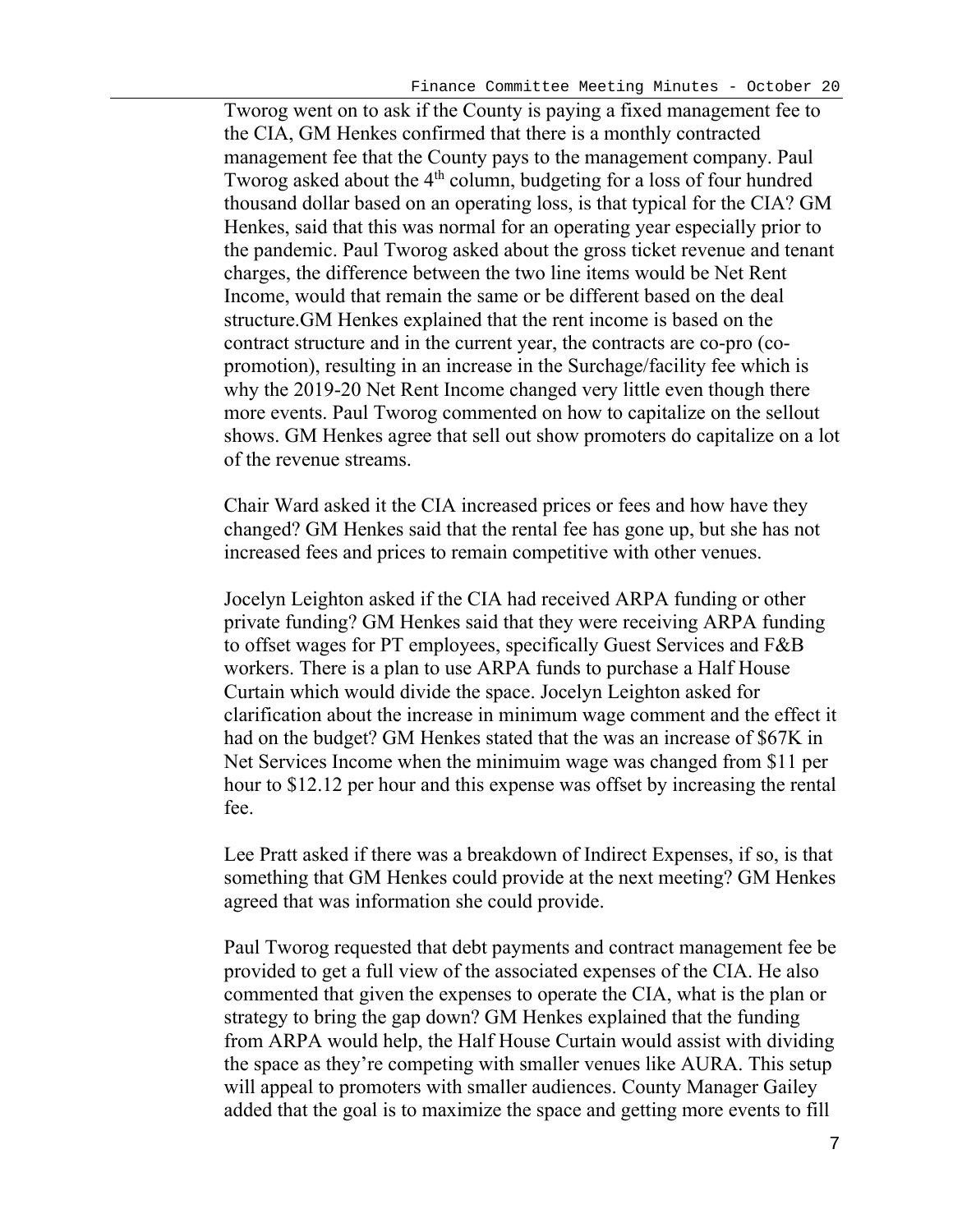Tworog went on to ask if the County is paying a fixed management fee to the CIA, GM Henkes confirmed that there is a monthly contracted management fee that the County pays to the management company. Paul Tworog asked about the 4th column, budgeting for a loss of four hundred thousand dollar based on an operating loss, is that typical for the CIA? GM Henkes, said that this was normal for an operating year especially prior to the pandemic. Paul Tworog asked about the gross ticket revenue and tenant charges, the difference between the two line items would be Net Rent Income, would that remain the same or be different based on the deal structure.GM Henkes explained that the rent income is based on the contract structure and in the current year, the contracts are co-pro (co-promotion), resulting in an increase in the Surchage/facility fee which is why the 2019-20 Net Rent Income changed very little even though there more events. Paul Tworog commented on how to capitalize on the sellout shows. GM Henkes agree that sell out show promoters do capitalize on a lot of the revenue streams.

Chair Ward asked it the CIA increased prices or fees and how have they changed? GM Henkes said that the rental fee has gone up, but she has not increased fees and prices to remain competitive with other venues.

Jocelyn Leighton asked if the CIA had received ARPA funding or other private funding? GM Henkes said that they were receiving ARPA funding to offset wages for PT employees, specifically Guest Services and F&B workers. There is a plan to use ARPA funds to purchase a Half House Curtain which would divide the space. Jocelyn Leighton asked for clarification about the increase in minimum wage comment and the effect it had on the budget? GM Henkes stated that the was an increase of $67K in Net Services Income when the minimuim wage was changed from $11 per hour to $12.12 per hour and this expense was offset by increasing the rental fee.

Lee Pratt asked if there was a breakdown of Indirect Expenses, if so, is that something that GM Henkes could provide at the next meeting? GM Henkes agreed that was information she could provide.

Paul Tworog requested that debt payments and contract management fee be provided to get a full view of the associated expenses of the CIA. He also commented that given the expenses to operate the CIA, what is the plan or strategy to bring the gap down? GM Henkes explained that the funding from ARPA would help, the Half House Curtain would assist with dividing the space as they're competing with smaller venues like AURA. This setup will appeal to promoters with smaller audiences. County Manager Gailey added that the goal is to maximize the space and getting more events to fill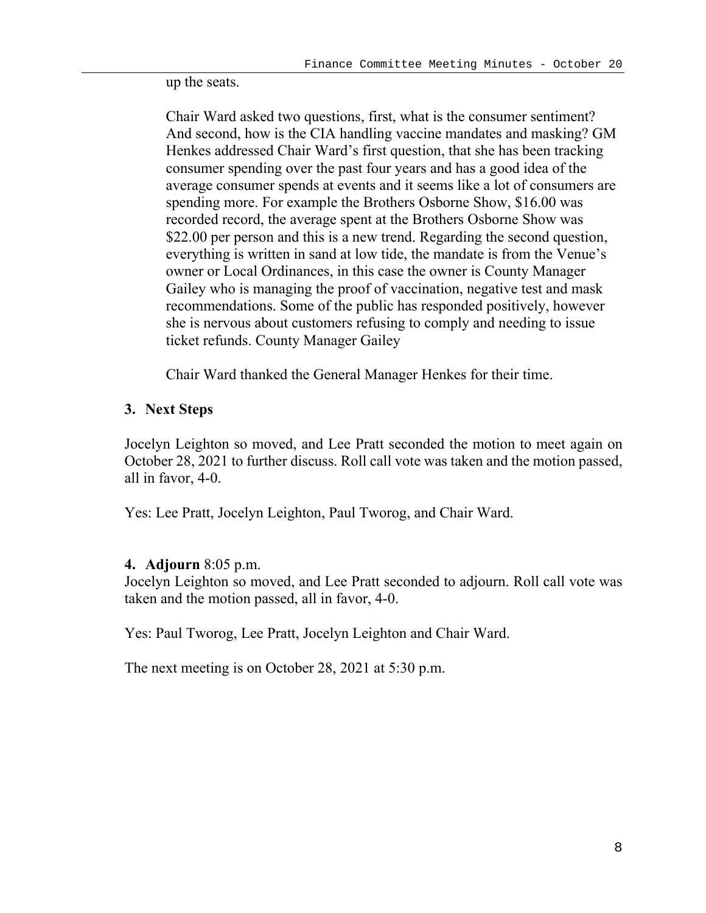up the seats.

Chair Ward asked two questions, first, what is the consumer sentiment? And second, how is the CIA handling vaccine mandates and masking? GM Henkes addressed Chair Ward's first question, that she has been tracking consumer spending over the past four years and has a good idea of the average consumer spends at events and it seems like a lot of consumers are spending more. For example the Brothers Osborne Show, $16.00 was recorded record, the average spent at the Brothers Osborne Show was $22.00 per person and this is a new trend. Regarding the second question, everything is written in sand at low tide, the mandate is from the Venue's owner or Local Ordinances, in this case the owner is County Manager Gailey who is managing the proof of vaccination, negative test and mask recommendations. Some of the public has responded positively, however she is nervous about customers refusing to comply and needing to issue ticket refunds. County Manager Gailey

Chair Ward thanked the General Manager Henkes for their time.

**3. Next Steps**

Jocelyn Leighton so moved, and Lee Pratt seconded the motion to meet again on October 28, 2021 to further discuss. Roll call vote was taken and the motion passed, all in favor, 4-0.

Yes: Lee Pratt, Jocelyn Leighton, Paul Tworog, and Chair Ward.

**4. Adjourn** 8:05 p.m.

Jocelyn Leighton so moved, and Lee Pratt seconded to adjourn. Roll call vote was taken and the motion passed, all in favor, 4-0.

Yes: Paul Tworog, Lee Pratt, Jocelyn Leighton and Chair Ward.

The next meeting is on October 28, 2021 at 5:30 p.m.